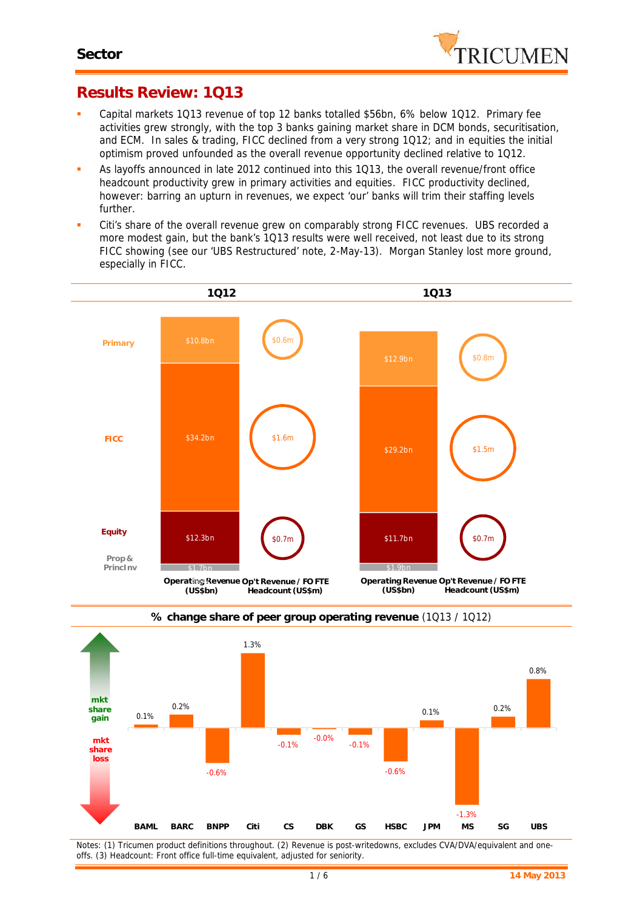Sector

# Results Review: 1Q13

- Capital markets 1Q13 revenue of top 12 banks totalled $56bn, 6% below 1Q12. Primary fee activities grew strongly, with the top 3 banks gaining market share in DCM bonds, securitisation, and ECM. In sales & trading, FICC declined from a very strong 1Q12; and in equities the initial optimism proved unfounded as the overall revenue opportunity declined relative to 1Q12.
- As layoffs announced in late 2012 continued into this 1Q13, the overall revenue/front office headcount productivity grew in primary activities and equities. FICC productivity declined, however: barring an upturn in revenues, we expect 'our' banks will trim their staffing levels further.
- Citi's share of the overall revenue grew on comparably strong FICC revenues. UBS recorded a more modest gain, but the bank's 1Q13 results were well received, not least due to its strong FICC showing (see our 'UBS Restructured' note, 2-May-13). Morgan Stanley lost more ground, especially in FICC.

| | 1Q12 Operating Revenue (US$bn) | 1Q12 Op't Revenue / FO FTE Headcount (US$m) | 1Q13 Operating Revenue (US$bn) | 1Q13 Op't Revenue / FO FTE Headcount (US$m) |
|---|---|---|---|---|
| Primary | $10.8bn | $0.6m | $12.9bn | $0.8m |
| FICC | $34.2bn | $1.6m | $29.2bn | $1.5m |
| Equity | $12.3bn | $0.7m | $11.7bn | $0.7m |
| Prop & Princ Inv | $1.7bn | | $1.9bn | |

**% change share of peer group operating revenue** (1Q13 / 1Q12)

| BAML | BARC | BNPP | Citi | CS | DBK | GS | HSBC | JPM | MS | SG | UBS |
|---|---|---|---|---|---|---|---|---|---|---|---|
| 0.1% | 0.2% | -0.6% | 1.3% | -0.1% | -0.0% | -0.1% | -0.6% | 0.1% | -1.3% | 0.2% | 0.8% |

(mkt share gain / mkt share loss)

Notes: (1) Tricumen product definitions throughout. (2) Revenue is post-writedowns, excludes CVA/DVA/equivalent and one-offs. (3) Headcount: Front office full-time equivalent, adjusted for seniority.

14 May 2013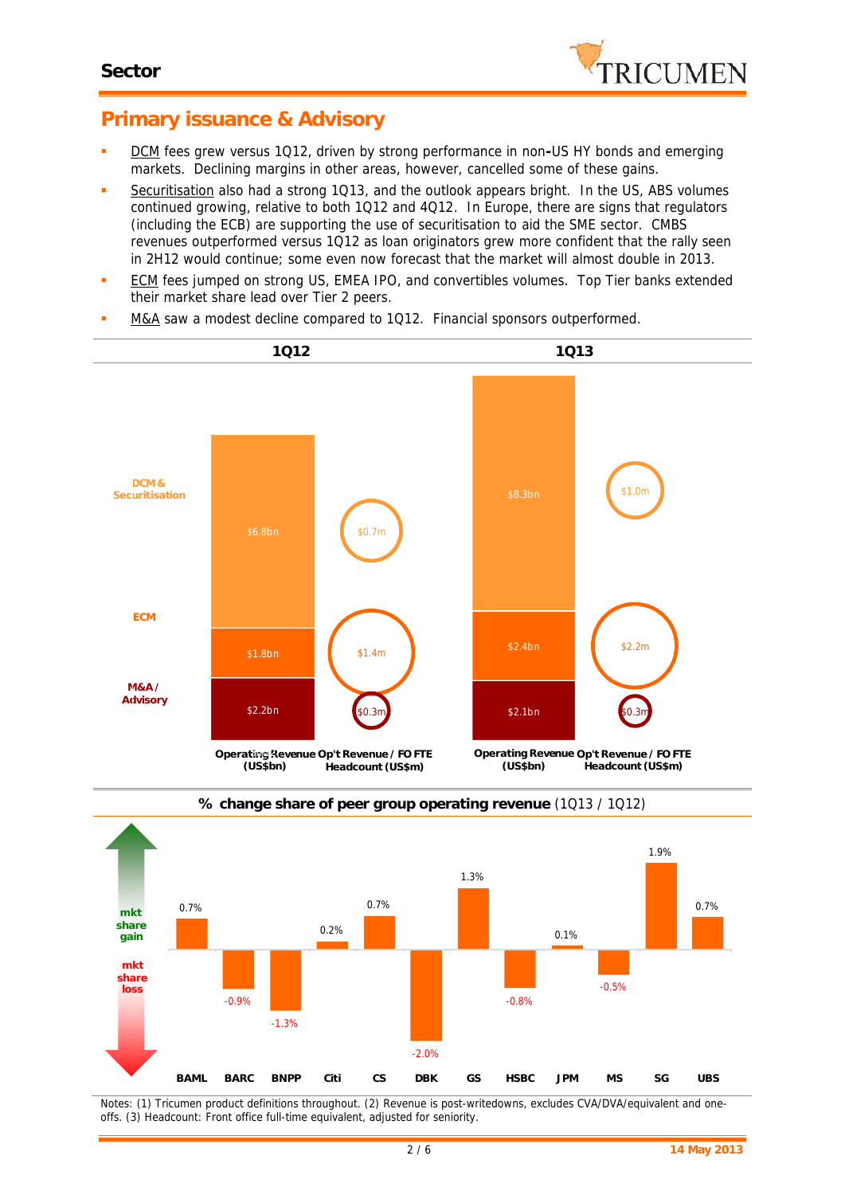## Sector

# Primary issuance & Advisory

- DCM fees grew versus 1Q12, driven by strong performance in non-US HY bonds and emerging markets. Declining margins in other areas, however, cancelled some of these gains.
- Securitisation also had a strong 1Q13, and the outlook appears bright. In the US, ABS volumes continued growing, relative to both 1Q12 and 4Q12. In Europe, there are signs that regulators (including the ECB) are supporting the use of securitisation to aid the SME sector. CMBS revenues outperformed versus 1Q12 as loan originators grew more confident that the rally seen in 2H12 would continue; some even now forecast that the market will almost double in 2013.
- ECM fees jumped on strong US, EMEA IPO, and convertibles volumes. Top Tier banks extended their market share lead over Tier 2 peers.
- M&A saw a modest decline compared to 1Q12. Financial sponsors outperformed.

| | 1Q12 Operating Revenue (US$bn) | 1Q12 Op't Revenue / FO FTE Headcount (US$m) | 1Q13 Operating Revenue (US$bn) | 1Q13 Op't Revenue / FO FTE Headcount (US$m) |
|---|---|---|---|---|
| DCM & Securitisation | $6.8bn | $0.7m | $8.3bn | $1.0m |
| ECM | $1.8bn | $1.4m | $2.4bn | $2.2m |
| M&A / Advisory | $2.2bn | $0.3m | $2.1bn | $0.3m |

**% change share of peer group operating revenue** (1Q13 / 1Q12)

| BAML | BARC | BNPP | Citi | CS | DBK | GS | HSBC | JPM | MS | SG | UBS |
|---|---|---|---|---|---|---|---|---|---|---|---|
| 0.7% | -0.9% | -1.3% | 0.2% | 0.7% | -2.0% | 1.3% | -0.8% | 0.1% | -0.5% | 1.9% | 0.7% |

Notes: (1) Tricumen product definitions throughout. (2) Revenue is post-writedowns, excludes CVA/DVA/equivalent and one-offs. (3) Headcount: Front office full-time equivalent, adjusted for seniority.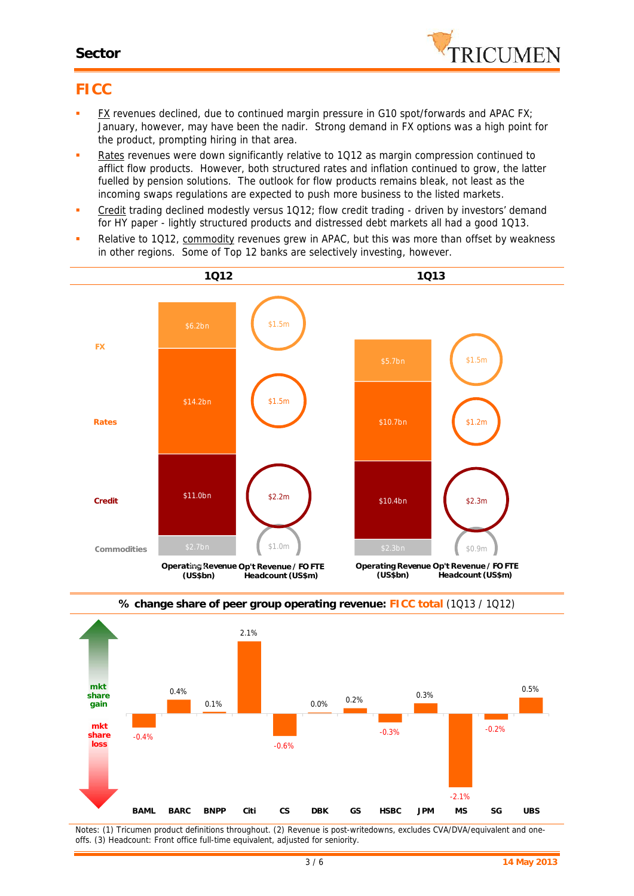# FICC

- FX revenues declined, due to continued margin pressure in G10 spot/forwards and APAC FX; January, however, may have been the nadir. Strong demand in FX options was a high point for the product, prompting hiring in that area.
- Rates revenues were down significantly relative to 1Q12 as margin compression continued to afflict flow products. However, both structured rates and inflation continued to grow, the latter fuelled by pension solutions. The outlook for flow products remains bleak, not least as the incoming swaps regulations are expected to push more business to the listed markets.
- Credit trading declined modestly versus 1Q12; flow credit trading - driven by investors' demand for HY paper - lightly structured products and distressed debt markets all had a good 1Q13.
- Relative to 1Q12, commodity revenues grew in APAC, but this was more than offset by weakness in other regions. Some of Top 12 banks are selectively investing, however.

| | 1Q12 Operating Revenue (US$bn) | 1Q12 Op't Revenue / FO FTE Headcount (US$m) | 1Q13 Operating Revenue (US$bn) | 1Q13 Op't Revenue / FO FTE Headcount (US$m) |
|---|---|---|---|---|
| FX | $6.2bn | $1.5m | $5.7bn | $1.5m |
| Rates | $14.2bn | $1.5m | $10.7bn | $1.2m |
| Credit | $11.0bn | $2.2m | $10.4bn | $2.3m |
| Commodities | $2.7bn | $1.0m | $2.3bn | $0.9m |

**% change share of peer group operating revenue: FICC total** (1Q13 / 1Q12)

| BAML | BARC | BNPP | Citi | CS | DBK | GS | HSBC | JPM | MS | SG | UBS |
|---|---|---|---|---|---|---|---|---|---|---|---|
| -0.4% | 0.4% | 0.1% | 2.1% | -0.6% | 0.0% | 0.2% | -0.3% | 0.3% | -2.1% | -0.2% | 0.5% |

(mkt share gain / mkt share loss)

Notes: (1) Tricumen product definitions throughout. (2) Revenue is post-writedowns, excludes CVA/DVA/equivalent and one-offs. (3) Headcount: Front office full-time equivalent, adjusted for seniority.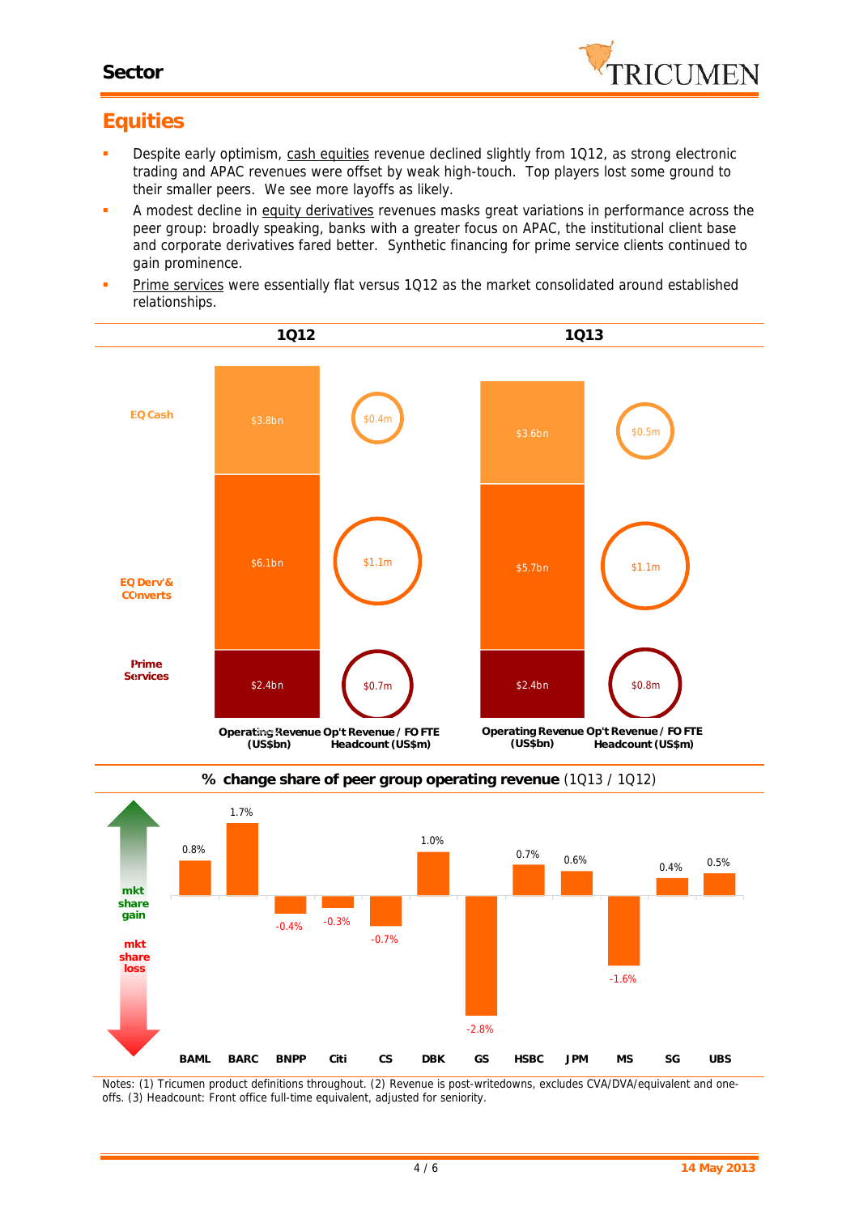## Sector

# Equities

- Despite early optimism, cash equities revenue declined slightly from 1Q12, as strong electronic trading and APAC revenues were offset by weak high-touch. Top players lost some ground to their smaller peers. We see more layoffs as likely.
- A modest decline in equity derivatives revenues masks great variations in performance across the peer group: broadly speaking, banks with a greater focus on APAC, the institutional client base and corporate derivatives fared better. Synthetic financing for prime service clients continued to gain prominence.
- Prime services were essentially flat versus 1Q12 as the market consolidated around established relationships.

| | 1Q12 Operating Revenue (US$bn) | 1Q12 Op't Revenue / FO FTE Headcount (US$m) | 1Q13 Operating Revenue (US$bn) | 1Q13 Op't Revenue / FO FTE Headcount (US$m) |
|---|---|---|---|---|
| EQ Cash | $3.8bn | $0.4m | $3.6bn | $0.5m |
| EQ Derv'& COnverts | $6.1bn | $1.1m | $5.7bn | $1.1m |
| Prime Services | $2.4bn | $0.7m | $2.4bn | $0.8m |

**% change share of peer group operating revenue** (1Q13 / 1Q12)

| BAML | BARC | BNPP | Citi | CS | DBK | GS | HSBC | JPM | MS | SG | UBS |
|---|---|---|---|---|---|---|---|---|---|---|---|
| 0.8% | 1.7% | -0.4% | -0.3% | -0.7% | 1.0% | -2.8% | 0.7% | 0.6% | -1.6% | 0.4% | 0.5% |

mkt share gain / mkt share loss

Notes: (1) Tricumen product definitions throughout. (2) Revenue is post-writedowns, excludes CVA/DVA/equivalent and one-offs. (3) Headcount: Front office full-time equivalent, adjusted for seniority.

14 May 2013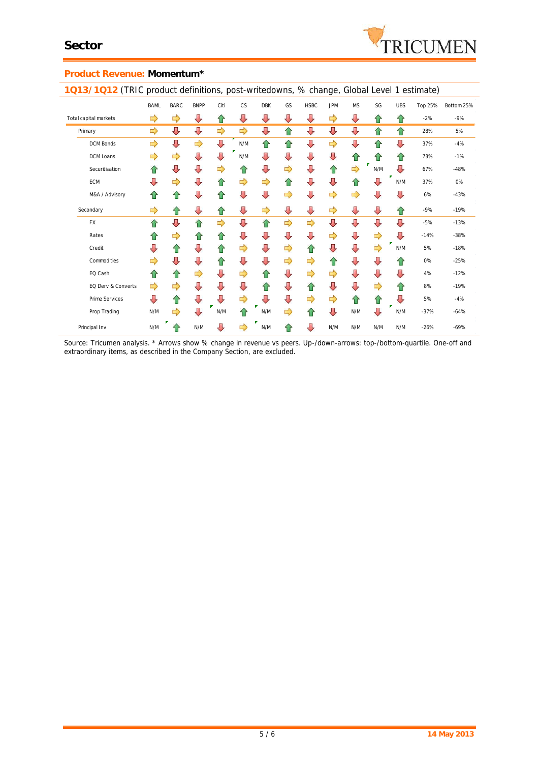## Sector

### Product Revenue: **Momentum***

**1Q13/1Q12** (TRIC product definitions, post-writedowns, % change, Global Level 1 estimate)

| | BAML | BARC | BNPP | Citi | CS | DBK | GS | HSBC | JPM | MS | SG | UBS | Top 25% | Bottom 25% |
|---|---|---|---|---|---|---|---|---|---|---|---|---|---|---|
| Total capital markets | ⇨ | ⇨ | ⇩ | ⇧ | ⇩ | ⇩ | ⇩ | ⇩ | ⇨ | ⇩ | ⇧ | ⇧ | -2% | -9% |
| Primary | ⇨ | ⇩ | ⇩ | ⇨ | ⇨ | ⇩ | ⇧ | ⇩ | ⇩ | ⇩ | ⇧ | ⇧ | 28% | 5% |
| DCM Bonds | ⇨ | ⇩ | ⇨ | ⇩ | N/M | ⇧ | ⇧ | ⇩ | ⇨ | ⇩ | ⇧ | ⇩ | 37% | -4% |
| DCM Loans | ⇨ | ⇨ | ⇩ | ⇩ | N/M | ⇩ | ⇩ | ⇩ | ⇩ | ⇧ | ⇧ | ⇧ | 73% | -1% |
| Securitisation | ⇧ | ⇩ | ⇩ | ⇨ | ⇧ | ⇩ | ⇨ | ⇩ | ⇧ | ⇨ | N/M | ⇩ | 67% | -48% |
| ECM | ⇩ | ⇨ | ⇩ | ⇧ | ⇨ | ⇨ | ⇧ | ⇩ | ⇩ | ⇧ | ⇩ | N/M | 37% | 0% |
| M&A / Advisory | ⇧ | ⇧ | ⇩ | ⇧ | ⇩ | ⇩ | ⇨ | ⇩ | ⇨ | ⇨ | ⇩ | ⇩ | 6% | -43% |
| Secondary | ⇨ | ⇧ | ⇩ | ⇧ | ⇩ | ⇨ | ⇩ | ⇩ | ⇨ | ⇩ | ⇩ | ⇧ | -9% | -19% |
| FX | ⇧ | ⇩ | ⇧ | ⇨ | ⇩ | ⇧ | ⇨ | ⇨ | ⇩ | ⇩ | ⇩ | ⇩ | -5% | -13% |
| Rates | ⇧ | ⇨ | ⇧ | ⇧ | ⇩ | ⇩ | ⇩ | ⇩ | ⇨ | ⇩ | ⇨ | ⇩ | -14% | -38% |
| Credit | ⇩ | ⇧ | ⇩ | ⇧ | ⇨ | ⇩ | ⇨ | ⇧ | ⇩ | ⇩ | ⇨ | N/M | 5% | -18% |
| Commodities | ⇨ | ⇩ | ⇩ | ⇧ | ⇩ | ⇩ | ⇨ | ⇨ | ⇧ | ⇩ | ⇩ | ⇧ | 0% | -25% |
| EQ Cash | ⇧ | ⇧ | ⇨ | ⇩ | ⇨ | ⇧ | ⇩ | ⇨ | ⇨ | ⇩ | ⇩ | ⇩ | 4% | -12% |
| EQ Derv & Converts | ⇨ | ⇨ | ⇩ | ⇩ | ⇩ | ⇧ | ⇩ | ⇧ | ⇩ | ⇩ | ⇨ | ⇧ | 8% | -19% |
| Prime Services | ⇩ | ⇧ | ⇩ | ⇩ | ⇨ | ⇩ | ⇩ | ⇨ | ⇨ | ⇧ | ⇧ | ⇩ | 5% | -4% |
| Prop Trading | N/M | ⇨ | ⇩ | N/M | ⇧ | N/M | ⇨ | ⇧ | ⇩ | N/M | ⇩ | N/M | -37% | -64% |
| Principal Inv | N/M | ⇧ | N/M | ⇩ | ⇨ | N/M | ⇧ | ⇩ | N/M | N/M | N/M | N/M | -26% | -69% |

Source: Tricumen analysis. * Arrows show % change in revenue vs peers. Up-/down-arrows: top-/bottom-quartile. One-off and extraordinary items, as described in the Company Section, are excluded.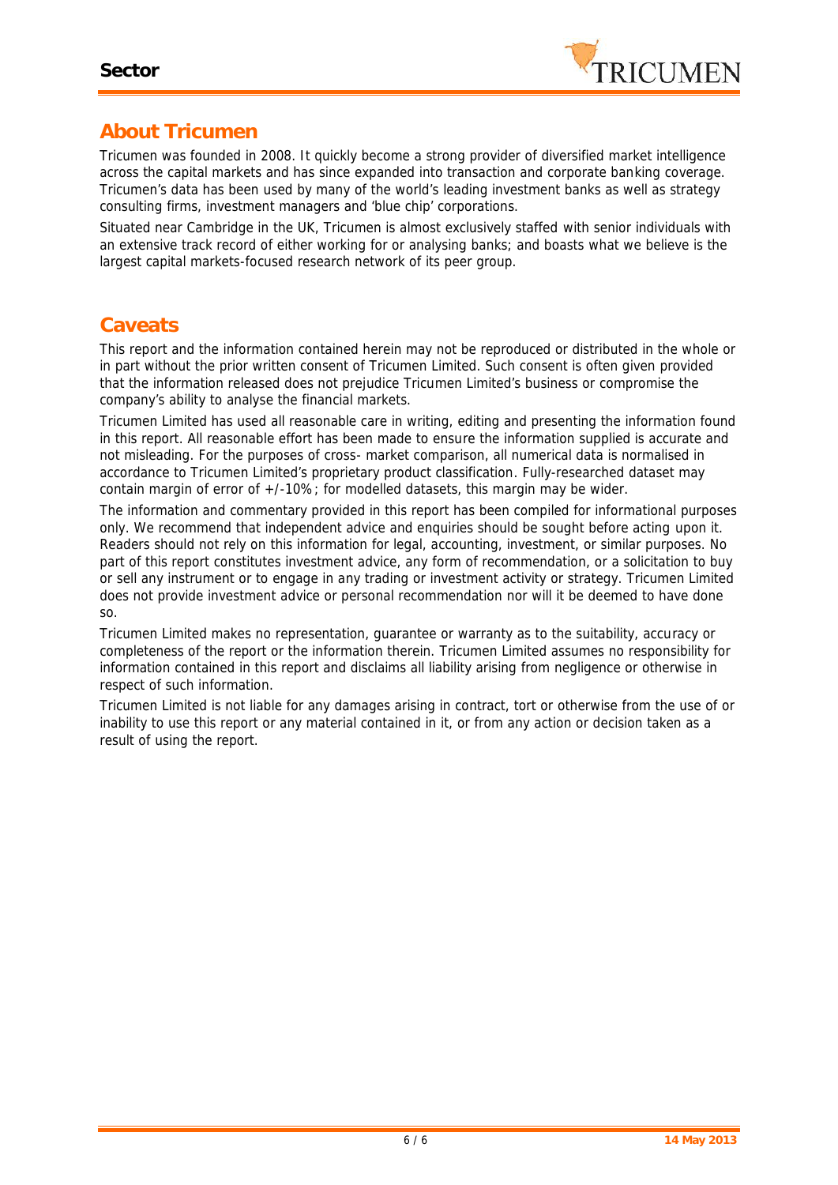## About Tricumen

Tricumen was founded in 2008. It quickly become a strong provider of diversified market intelligence across the capital markets and has since expanded into transaction and corporate banking coverage. Tricumen's data has been used by many of the world's leading investment banks as well as strategy consulting firms, investment managers and 'blue chip' corporations.

Situated near Cambridge in the UK, Tricumen is almost exclusively staffed with senior individuals with an extensive track record of either working for or analysing banks; and boasts what we believe is the largest capital markets-focused research network of its peer group.

## Caveats

This report and the information contained herein may not be reproduced or distributed in the whole or in part without the prior written consent of Tricumen Limited. Such consent is often given provided that the information released does not prejudice Tricumen Limited's business or compromise the company's ability to analyse the financial markets.

Tricumen Limited has used all reasonable care in writing, editing and presenting the information found in this report. All reasonable effort has been made to ensure the information supplied is accurate and not misleading. For the purposes of cross- market comparison, all numerical data is normalised in accordance to Tricumen Limited's proprietary product classification. Fully-researched dataset may contain margin of error of +/-10%; for modelled datasets, this margin may be wider.

The information and commentary provided in this report has been compiled for informational purposes only. We recommend that independent advice and enquiries should be sought before acting upon it. Readers should not rely on this information for legal, accounting, investment, or similar purposes. No part of this report constitutes investment advice, any form of recommendation, or a solicitation to buy or sell any instrument or to engage in any trading or investment activity or strategy. Tricumen Limited does not provide investment advice or personal recommendation nor will it be deemed to have done so.

Tricumen Limited makes no representation, guarantee or warranty as to the suitability, accuracy or completeness of the report or the information therein. Tricumen Limited assumes no responsibility for information contained in this report and disclaims all liability arising from negligence or otherwise in respect of such information.

Tricumen Limited is not liable for any damages arising in contract, tort or otherwise from the use of or inability to use this report or any material contained in it, or from any action or decision taken as a result of using the report.